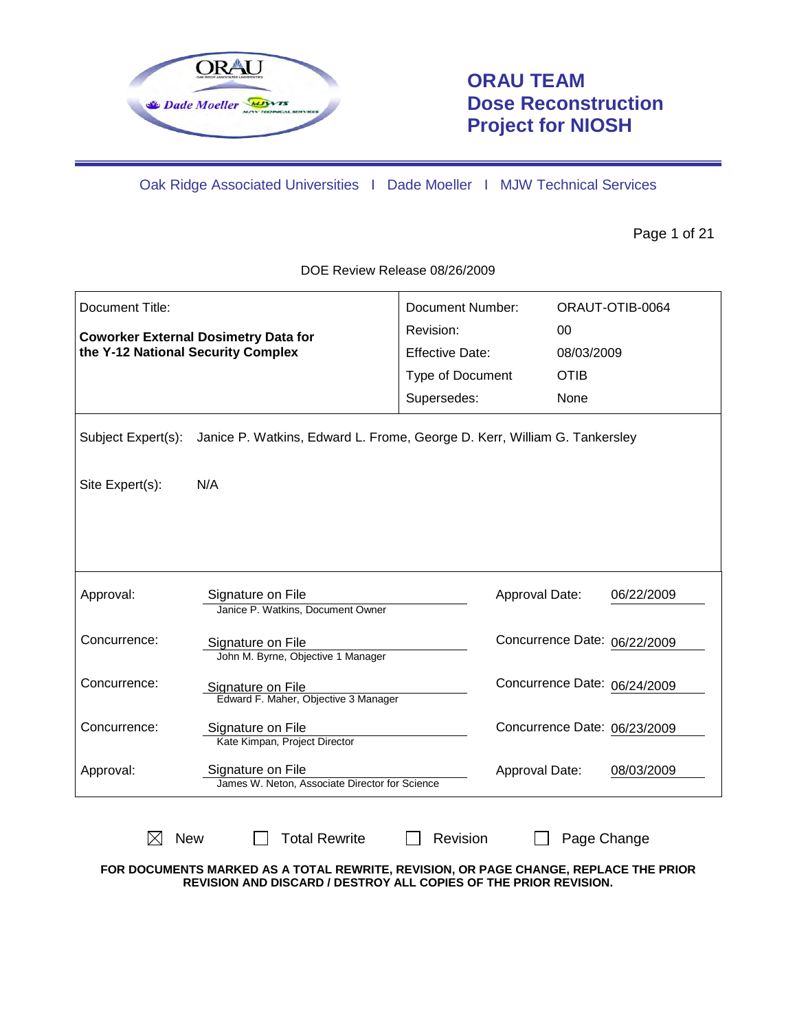# ORAU TEAM Dose Reconstruction Project for NIOSH

Oak Ridge Associated Universities | Dade Moeller | MJW Technical Services

DOE Review Release 08/26/2009

| Document Title: | Document Number: | ORAUT-OTIB-0064 |
|---|---|---|
| **Coworker External Dosimetry Data for the Y-12 National Security Complex** | Revision: | 00 |
| | Effective Date: | 08/03/2009 |
| | Type of Document | OTIB |
| | Supersedes: | None |

Subject Expert(s): Janice P. Watkins, Edward L. Frome, George D. Kerr, William G. Tankersley

Site Expert(s): N/A

| | | | |
|---|---|---|---|
| Approval: | Signature on File<br>Janice P. Watkins, Document Owner | Approval Date: | 06/22/2009 |
| Concurrence: | Signature on File<br>John M. Byrne, Objective 1 Manager | Concurrence Date: | 06/22/2009 |
| Concurrence: | Signature on File<br>Edward F. Maher, Objective 3 Manager | Concurrence Date: | 06/24/2009 |
| Concurrence: | Signature on File<br>Kate Kimpan, Project Director | Concurrence Date: | 06/23/2009 |
| Approval: | Signature on File<br>James W. Neton, Associate Director for Science | Approval Date: | 08/03/2009 |

☒ New ☐ Total Rewrite ☐ Revision ☐ Page Change

**FOR DOCUMENTS MARKED AS A TOTAL REWRITE, REVISION, OR PAGE CHANGE, REPLACE THE PRIOR REVISION AND DISCARD / DESTROY ALL COPIES OF THE PRIOR REVISION.**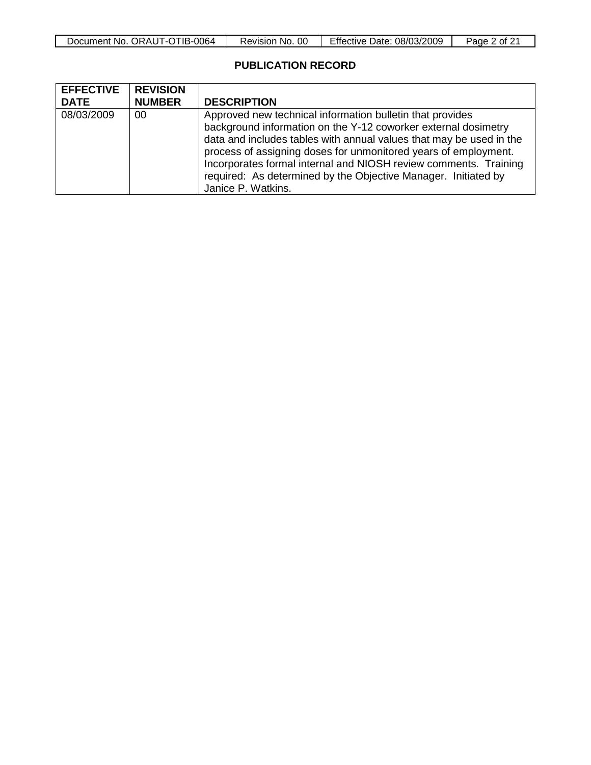## PUBLICATION RECORD

| EFFECTIVE DATE | REVISION NUMBER | DESCRIPTION |
|---|---|---|
| 08/03/2009 | 00 | Approved new technical information bulletin that provides background information on the Y-12 coworker external dosimetry data and includes tables with annual values that may be used in the process of assigning doses for unmonitored years of employment. Incorporates formal internal and NIOSH review comments. Training required: As determined by the Objective Manager. Initiated by Janice P. Watkins. |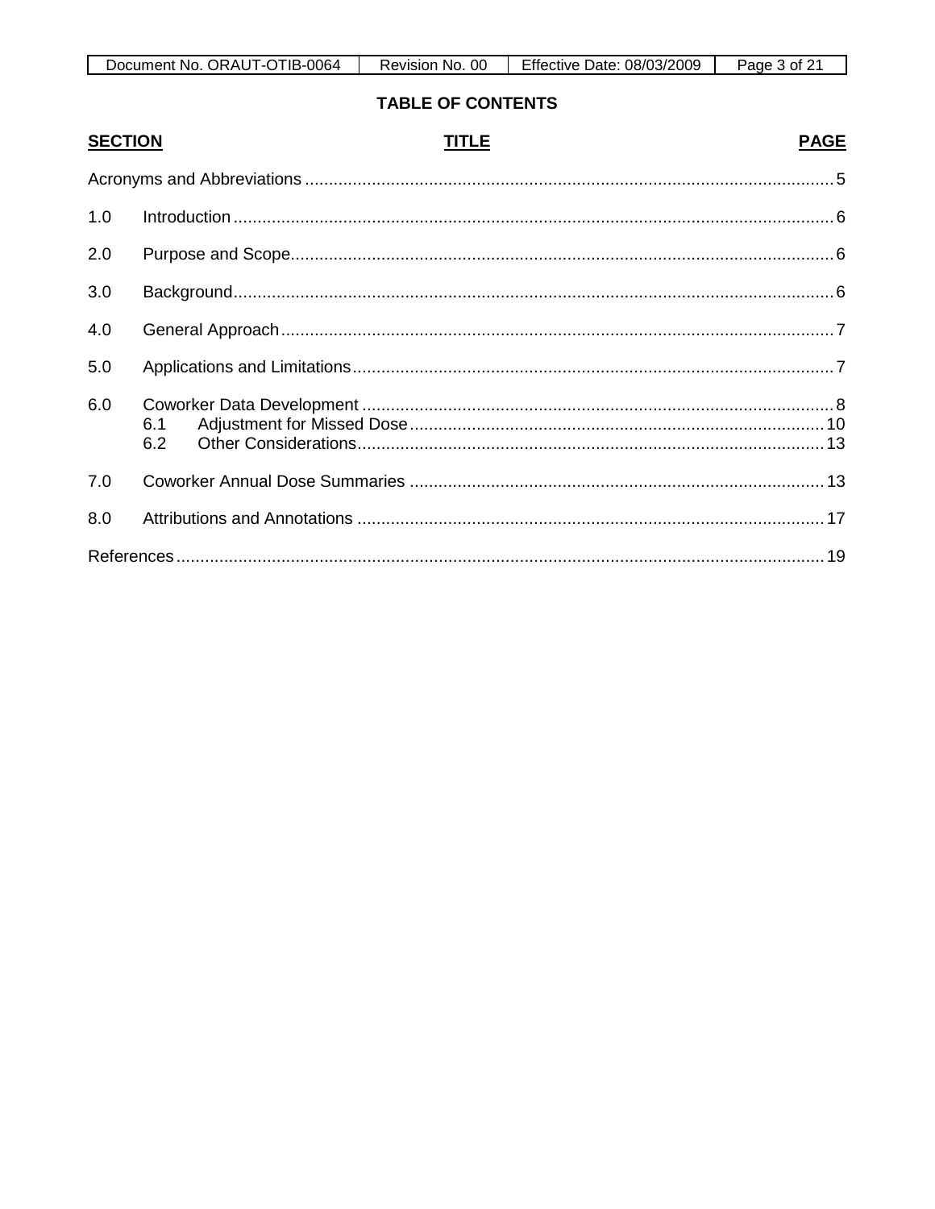## TABLE OF CONTENTS

| SECTION | TITLE | PAGE |
|---|---|---|
| | Acronyms and Abbreviations | 5 |
| 1.0 | Introduction | 6 |
| 2.0 | Purpose and Scope | 6 |
| 3.0 | Background | 6 |
| 4.0 | General Approach | 7 |
| 5.0 | Applications and Limitations | 7 |
| 6.0 | Coworker Data Development | 8 |
| | 6.1 Adjustment for Missed Dose | 10 |
| | 6.2 Other Considerations | 13 |
| 7.0 | Coworker Annual Dose Summaries | 13 |
| 8.0 | Attributions and Annotations | 17 |
| | References | 19 |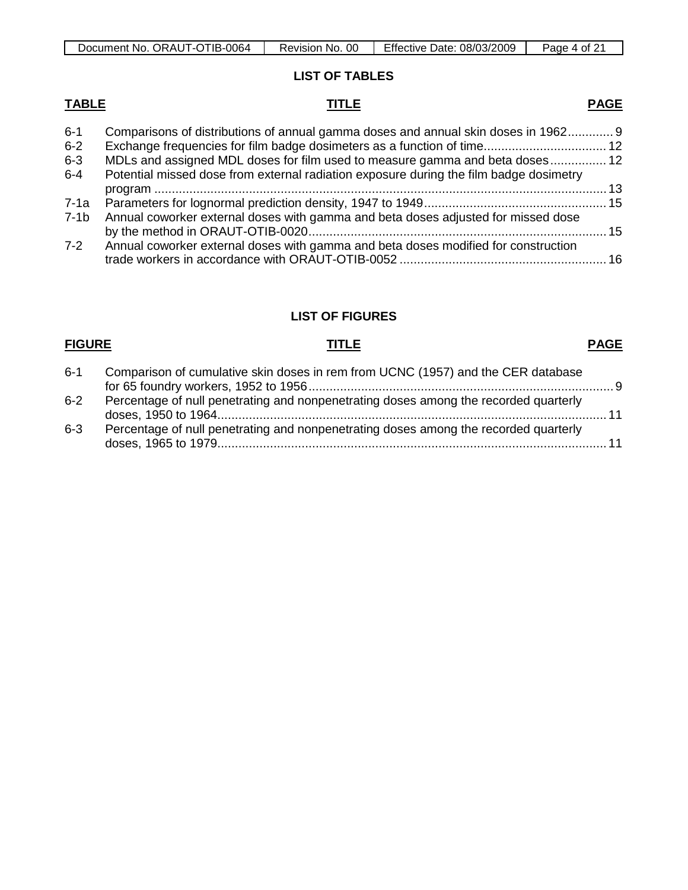## LIST OF TABLES

| TABLE | TITLE | PAGE |
|---|---|---|
| 6-1 | Comparisons of distributions of annual gamma doses and annual skin doses in 1962 | 9 |
| 6-2 | Exchange frequencies for film badge dosimeters as a function of time | 12 |
| 6-3 | MDLs and assigned MDL doses for film used to measure gamma and beta doses | 12 |
| 6-4 | Potential missed dose from external radiation exposure during the film badge dosimetry program | 13 |
| 7-1a | Parameters for lognormal prediction density, 1947 to 1949 | 15 |
| 7-1b | Annual coworker external doses with gamma and beta doses adjusted for missed dose by the method in ORAUT-OTIB-0020 | 15 |
| 7-2 | Annual coworker external doses with gamma and beta doses modified for construction trade workers in accordance with ORAUT-OTIB-0052 | 16 |

## LIST OF FIGURES

| FIGURE | TITLE | PAGE |
|---|---|---|
| 6-1 | Comparison of cumulative skin doses in rem from UCNC (1957) and the CER database for 65 foundry workers, 1952 to 1956 | 9 |
| 6-2 | Percentage of null penetrating and nonpenetrating doses among the recorded quarterly doses, 1950 to 1964 | 11 |
| 6-3 | Percentage of null penetrating and nonpenetrating doses among the recorded quarterly doses, 1965 to 1979 | 11 |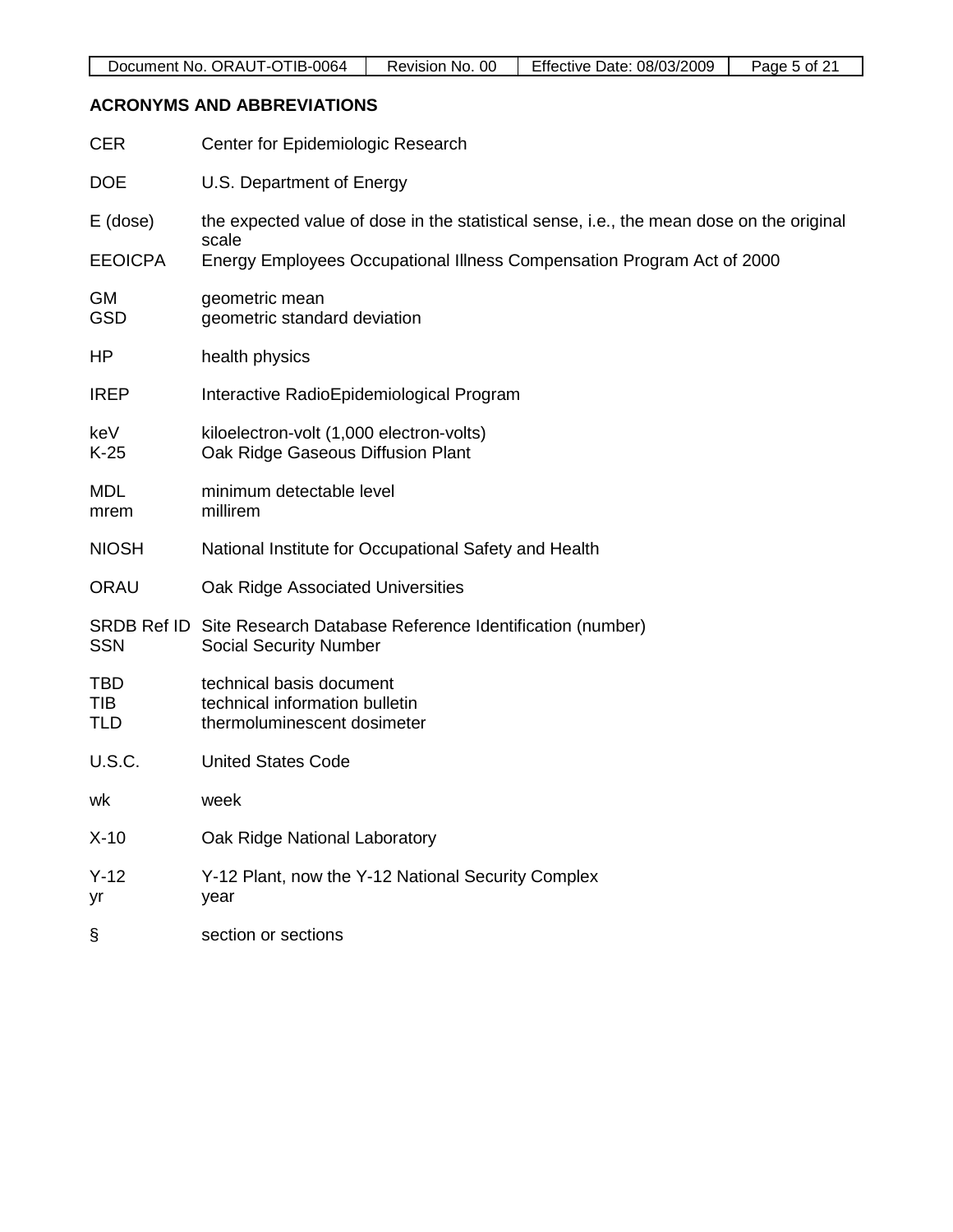## ACRONYMS AND ABBREVIATIONS

| | |
|---|---|
| CER | Center for Epidemiologic Research |
| DOE | U.S. Department of Energy |
| E (dose) | the expected value of dose in the statistical sense, i.e., the mean dose on the original scale |
| EEOICPA | Energy Employees Occupational Illness Compensation Program Act of 2000 |
| GM | geometric mean |
| GSD | geometric standard deviation |
| HP | health physics |
| IREP | Interactive RadioEpidemiological Program |
| keV | kiloelectron-volt (1,000 electron-volts) |
| K-25 | Oak Ridge Gaseous Diffusion Plant |
| MDL | minimum detectable level |
| mrem | millirem |
| NIOSH | National Institute for Occupational Safety and Health |
| ORAU | Oak Ridge Associated Universities |
| SRDB Ref ID | Site Research Database Reference Identification (number) |
| SSN | Social Security Number |
| TBD | technical basis document |
| TIB | technical information bulletin |
| TLD | thermoluminescent dosimeter |
| U.S.C. | United States Code |
| wk | week |
| X-10 | Oak Ridge National Laboratory |
| Y-12 | Y-12 Plant, now the Y-12 National Security Complex |
| yr | year |
| § | section or sections |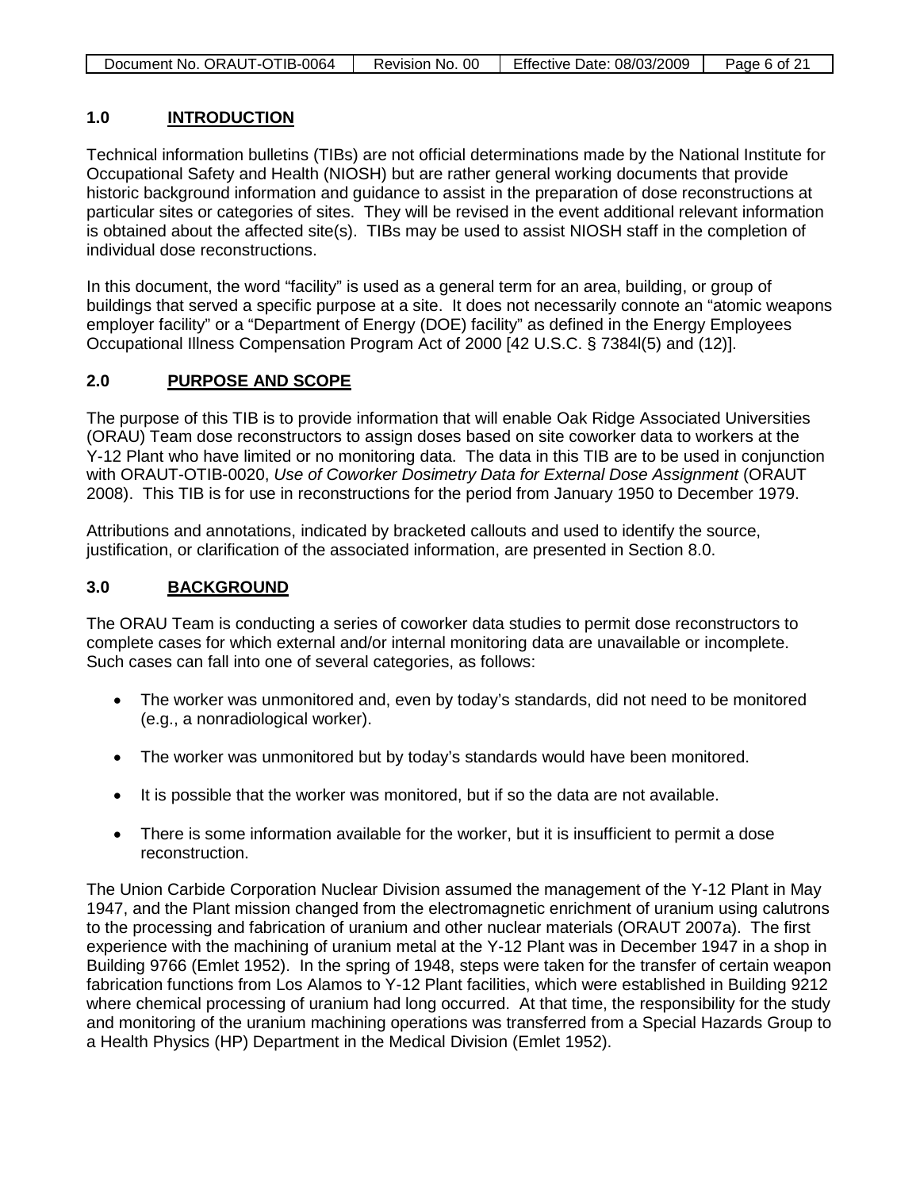## 1.0 INTRODUCTION

Technical information bulletins (TIBs) are not official determinations made by the National Institute for Occupational Safety and Health (NIOSH) but are rather general working documents that provide historic background information and guidance to assist in the preparation of dose reconstructions at particular sites or categories of sites. They will be revised in the event additional relevant information is obtained about the affected site(s). TIBs may be used to assist NIOSH staff in the completion of individual dose reconstructions.

In this document, the word "facility" is used as a general term for an area, building, or group of buildings that served a specific purpose at a site. It does not necessarily connote an "atomic weapons employer facility" or a "Department of Energy (DOE) facility" as defined in the Energy Employees Occupational Illness Compensation Program Act of 2000 [42 U.S.C. § 7384l(5) and (12)].

## 2.0 PURPOSE AND SCOPE

The purpose of this TIB is to provide information that will enable Oak Ridge Associated Universities (ORAU) Team dose reconstructors to assign doses based on site coworker data to workers at the Y-12 Plant who have limited or no monitoring data. The data in this TIB are to be used in conjunction with ORAUT-OTIB-0020, *Use of Coworker Dosimetry Data for External Dose Assignment* (ORAUT 2008). This TIB is for use in reconstructions for the period from January 1950 to December 1979.

Attributions and annotations, indicated by bracketed callouts and used to identify the source, justification, or clarification of the associated information, are presented in Section 8.0.

## 3.0 BACKGROUND

The ORAU Team is conducting a series of coworker data studies to permit dose reconstructors to complete cases for which external and/or internal monitoring data are unavailable or incomplete. Such cases can fall into one of several categories, as follows:

- The worker was unmonitored and, even by today's standards, did not need to be monitored (e.g., a nonradiological worker).
- The worker was unmonitored but by today's standards would have been monitored.
- It is possible that the worker was monitored, but if so the data are not available.
- There is some information available for the worker, but it is insufficient to permit a dose reconstruction.

The Union Carbide Corporation Nuclear Division assumed the management of the Y-12 Plant in May 1947, and the Plant mission changed from the electromagnetic enrichment of uranium using calutrons to the processing and fabrication of uranium and other nuclear materials (ORAUT 2007a). The first experience with the machining of uranium metal at the Y-12 Plant was in December 1947 in a shop in Building 9766 (Emlet 1952). In the spring of 1948, steps were taken for the transfer of certain weapon fabrication functions from Los Alamos to Y-12 Plant facilities, which were established in Building 9212 where chemical processing of uranium had long occurred. At that time, the responsibility for the study and monitoring of the uranium machining operations was transferred from a Special Hazards Group to a Health Physics (HP) Department in the Medical Division (Emlet 1952).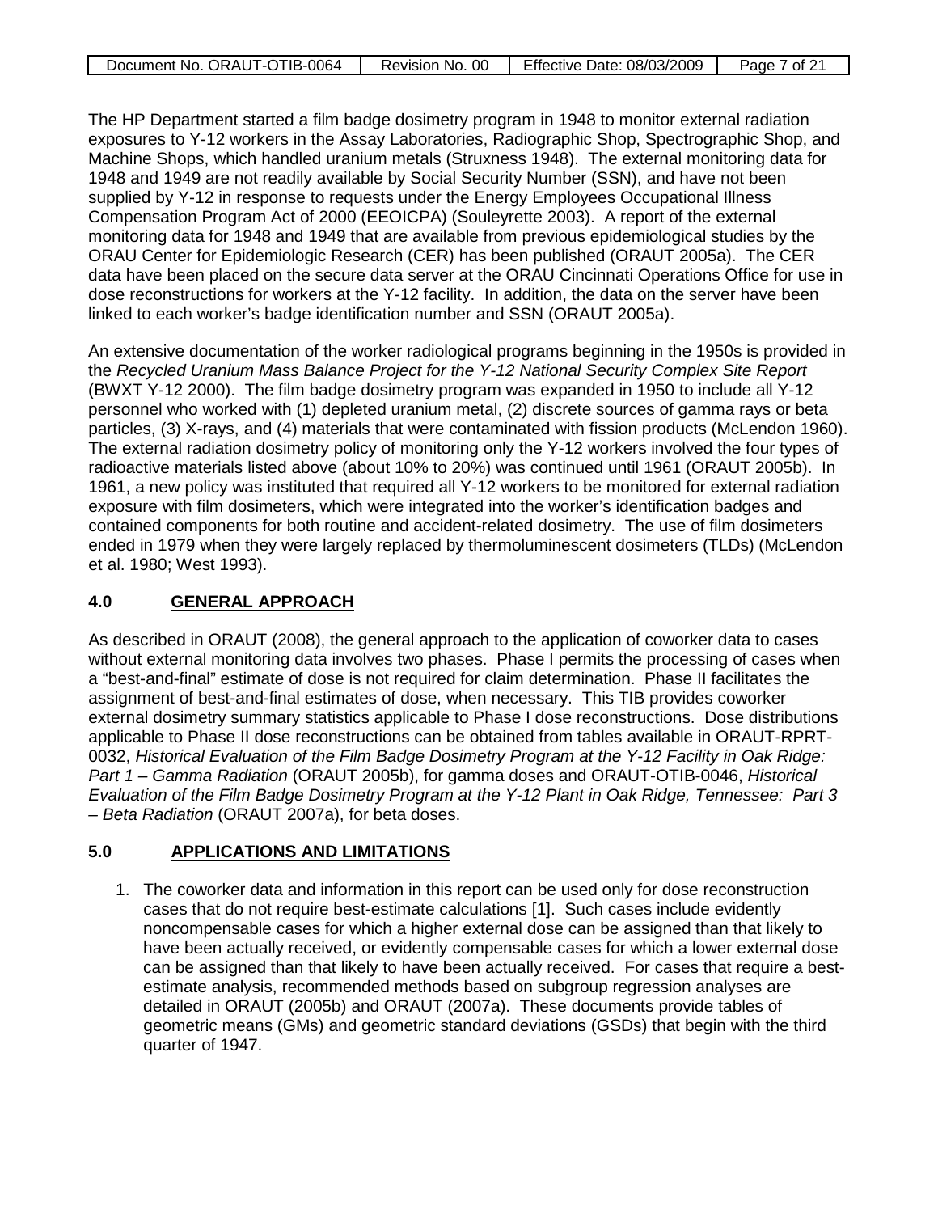The HP Department started a film badge dosimetry program in 1948 to monitor external radiation exposures to Y-12 workers in the Assay Laboratories, Radiographic Shop, Spectrographic Shop, and Machine Shops, which handled uranium metals (Struxness 1948). The external monitoring data for 1948 and 1949 are not readily available by Social Security Number (SSN), and have not been supplied by Y-12 in response to requests under the Energy Employees Occupational Illness Compensation Program Act of 2000 (EEOICPA) (Souleyrette 2003). A report of the external monitoring data for 1948 and 1949 that are available from previous epidemiological studies by the ORAU Center for Epidemiologic Research (CER) has been published (ORAUT 2005a). The CER data have been placed on the secure data server at the ORAU Cincinnati Operations Office for use in dose reconstructions for workers at the Y-12 facility. In addition, the data on the server have been linked to each worker's badge identification number and SSN (ORAUT 2005a).

An extensive documentation of the worker radiological programs beginning in the 1950s is provided in the *Recycled Uranium Mass Balance Project for the Y-12 National Security Complex Site Report* (BWXT Y-12 2000). The film badge dosimetry program was expanded in 1950 to include all Y-12 personnel who worked with (1) depleted uranium metal, (2) discrete sources of gamma rays or beta particles, (3) X-rays, and (4) materials that were contaminated with fission products (McLendon 1960). The external radiation dosimetry policy of monitoring only the Y-12 workers involved the four types of radioactive materials listed above (about 10% to 20%) was continued until 1961 (ORAUT 2005b). In 1961, a new policy was instituted that required all Y-12 workers to be monitored for external radiation exposure with film dosimeters, which were integrated into the worker's identification badges and contained components for both routine and accident-related dosimetry. The use of film dosimeters ended in 1979 when they were largely replaced by thermoluminescent dosimeters (TLDs) (McLendon et al. 1980; West 1993).

## 4.0 GENERAL APPROACH

As described in ORAUT (2008), the general approach to the application of coworker data to cases without external monitoring data involves two phases. Phase I permits the processing of cases when a "best-and-final" estimate of dose is not required for claim determination. Phase II facilitates the assignment of best-and-final estimates of dose, when necessary. This TIB provides coworker external dosimetry summary statistics applicable to Phase I dose reconstructions. Dose distributions applicable to Phase II dose reconstructions can be obtained from tables available in ORAUT-RPRT-0032, *Historical Evaluation of the Film Badge Dosimetry Program at the Y-12 Facility in Oak Ridge: Part 1 – Gamma Radiation* (ORAUT 2005b), for gamma doses and ORAUT-OTIB-0046, *Historical Evaluation of the Film Badge Dosimetry Program at the Y-12 Plant in Oak Ridge, Tennessee: Part 3 – Beta Radiation* (ORAUT 2007a), for beta doses.

## 5.0 APPLICATIONS AND LIMITATIONS

1. The coworker data and information in this report can be used only for dose reconstruction cases that do not require best-estimate calculations [1]. Such cases include evidently noncompensable cases for which a higher external dose can be assigned than that likely to have been actually received, or evidently compensable cases for which a lower external dose can be assigned than that likely to have been actually received. For cases that require a best-estimate analysis, recommended methods based on subgroup regression analyses are detailed in ORAUT (2005b) and ORAUT (2007a). These documents provide tables of geometric means (GMs) and geometric standard deviations (GSDs) that begin with the third quarter of 1947.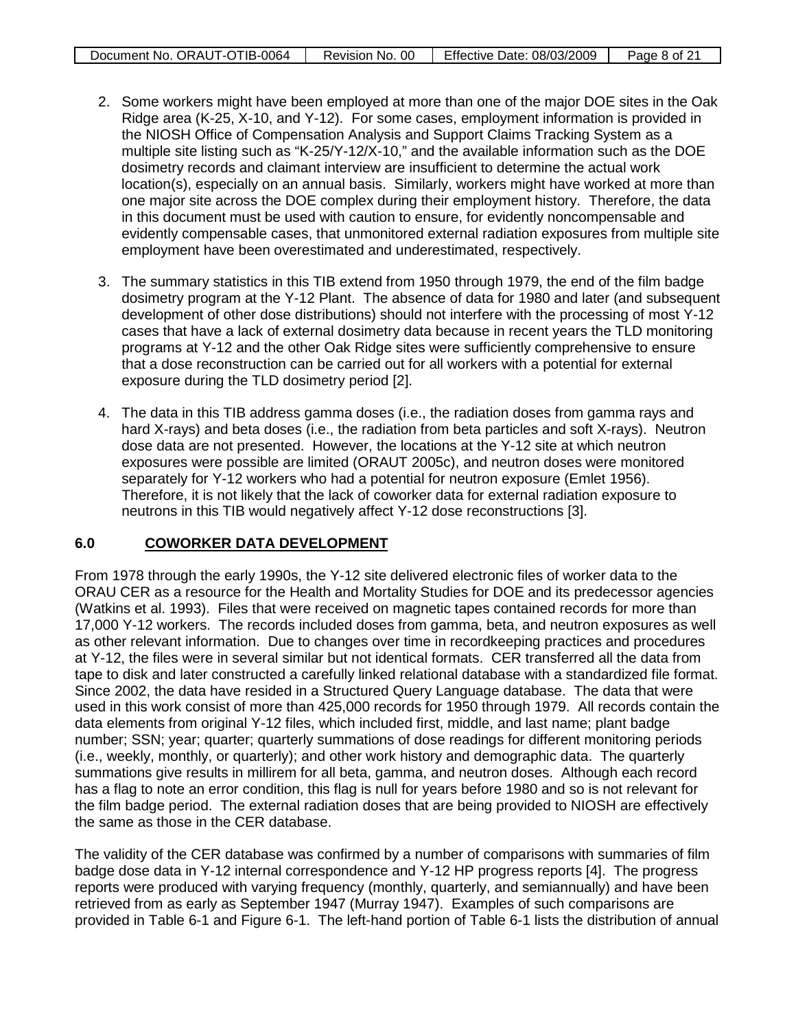2. Some workers might have been employed at more than one of the major DOE sites in the Oak Ridge area (K-25, X-10, and Y-12). For some cases, employment information is provided in the NIOSH Office of Compensation Analysis and Support Claims Tracking System as a multiple site listing such as "K-25/Y-12/X-10," and the available information such as the DOE dosimetry records and claimant interview are insufficient to determine the actual work location(s), especially on an annual basis. Similarly, workers might have worked at more than one major site across the DOE complex during their employment history. Therefore, the data in this document must be used with caution to ensure, for evidently noncompensable and evidently compensable cases, that unmonitored external radiation exposures from multiple site employment have been overestimated and underestimated, respectively.

3. The summary statistics in this TIB extend from 1950 through 1979, the end of the film badge dosimetry program at the Y-12 Plant. The absence of data for 1980 and later (and subsequent development of other dose distributions) should not interfere with the processing of most Y-12 cases that have a lack of external dosimetry data because in recent years the TLD monitoring programs at Y-12 and the other Oak Ridge sites were sufficiently comprehensive to ensure that a dose reconstruction can be carried out for all workers with a potential for external exposure during the TLD dosimetry period [2].

4. The data in this TIB address gamma doses (i.e., the radiation doses from gamma rays and hard X-rays) and beta doses (i.e., the radiation from beta particles and soft X-rays). Neutron dose data are not presented. However, the locations at the Y-12 site at which neutron exposures were possible are limited (ORAUT 2005c), and neutron doses were monitored separately for Y-12 workers who had a potential for neutron exposure (Emlet 1956). Therefore, it is not likely that the lack of coworker data for external radiation exposure to neutrons in this TIB would negatively affect Y-12 dose reconstructions [3].

## 6.0 COWORKER DATA DEVELOPMENT

From 1978 through the early 1990s, the Y-12 site delivered electronic files of worker data to the ORAU CER as a resource for the Health and Mortality Studies for DOE and its predecessor agencies (Watkins et al. 1993). Files that were received on magnetic tapes contained records for more than 17,000 Y-12 workers. The records included doses from gamma, beta, and neutron exposures as well as other relevant information. Due to changes over time in recordkeeping practices and procedures at Y-12, the files were in several similar but not identical formats. CER transferred all the data from tape to disk and later constructed a carefully linked relational database with a standardized file format. Since 2002, the data have resided in a Structured Query Language database. The data that were used in this work consist of more than 425,000 records for 1950 through 1979. All records contain the data elements from original Y-12 files, which included first, middle, and last name; plant badge number; SSN; year; quarter; quarterly summations of dose readings for different monitoring periods (i.e., weekly, monthly, or quarterly); and other work history and demographic data. The quarterly summations give results in millirem for all beta, gamma, and neutron doses. Although each record has a flag to note an error condition, this flag is null for years before 1980 and so is not relevant for the film badge period. The external radiation doses that are being provided to NIOSH are effectively the same as those in the CER database.

The validity of the CER database was confirmed by a number of comparisons with summaries of film badge dose data in Y-12 internal correspondence and Y-12 HP progress reports [4]. The progress reports were produced with varying frequency (monthly, quarterly, and semiannually) and have been retrieved from as early as September 1947 (Murray 1947). Examples of such comparisons are provided in Table 6-1 and Figure 6-1. The left-hand portion of Table 6-1 lists the distribution of annual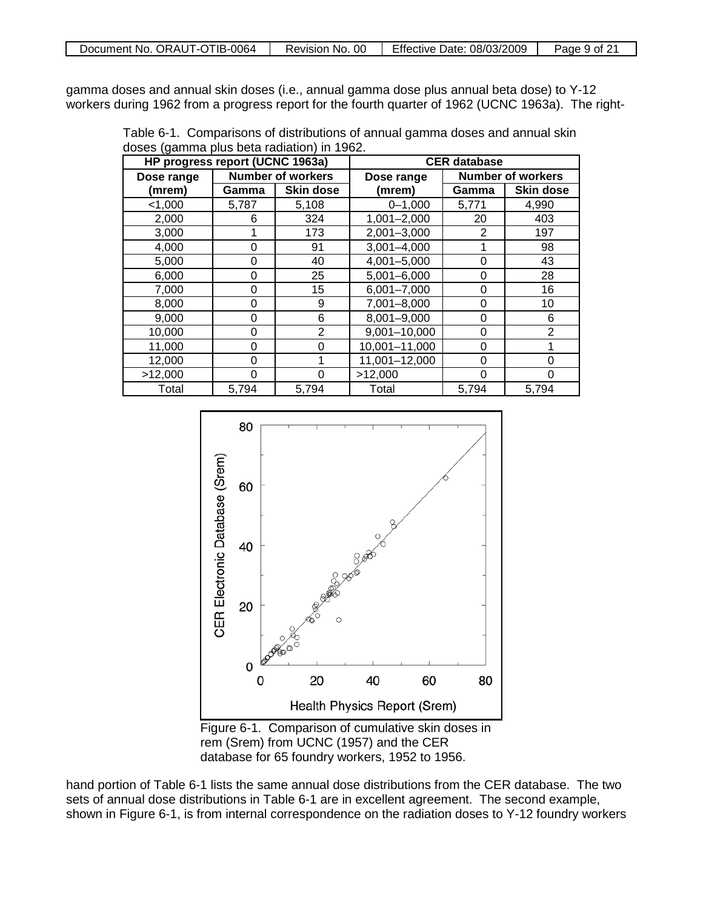gamma doses and annual skin doses (i.e., annual gamma dose plus annual beta dose) to Y-12 workers during 1962 from a progress report for the fourth quarter of 1962 (UCNC 1963a). The right-

Table 6-1. Comparisons of distributions of annual gamma doses and annual skin doses (gamma plus beta radiation) in 1962.

| HP progress report (UCNC 1963a) | | | CER database | | |
|---|---|---|---|---|---|
| Dose range (mrem) | Number of workers | | Dose range (mrem) | Number of workers | |
| | Gamma | Skin dose | | Gamma | Skin dose |
| <1,000 | 5,787 | 5,108 | 0–1,000 | 5,771 | 4,990 |
| 2,000 | 6 | 324 | 1,001–2,000 | 20 | 403 |
| 3,000 | 1 | 173 | 2,001–3,000 | 2 | 197 |
| 4,000 | 0 | 91 | 3,001–4,000 | 1 | 98 |
| 5,000 | 0 | 40 | 4,001–5,000 | 0 | 43 |
| 6,000 | 0 | 25 | 5,001–6,000 | 0 | 28 |
| 7,000 | 0 | 15 | 6,001–7,000 | 0 | 16 |
| 8,000 | 0 | 9 | 7,001–8,000 | 0 | 10 |
| 9,000 | 0 | 6 | 8,001–9,000 | 0 | 6 |
| 10,000 | 0 | 2 | 9,001–10,000 | 0 | 2 |
| 11,000 | 0 | 0 | 10,001–11,000 | 0 | 1 |
| 12,000 | 0 | 1 | 11,001–12,000 | 0 | 0 |
| >12,000 | 0 | 0 | >12,000 | 0 | 0 |
| Total | 5,794 | 5,794 | Total | 5,794 | 5,794 |

Figure 6-1. Comparison of cumulative skin doses in rem (Srem) from UCNC (1957) and the CER database for 65 foundry workers, 1952 to 1956.

hand portion of Table 6-1 lists the same annual dose distributions from the CER database. The two sets of annual dose distributions in Table 6-1 are in excellent agreement. The second example, shown in Figure 6-1, is from internal correspondence on the radiation doses to Y-12 foundry workers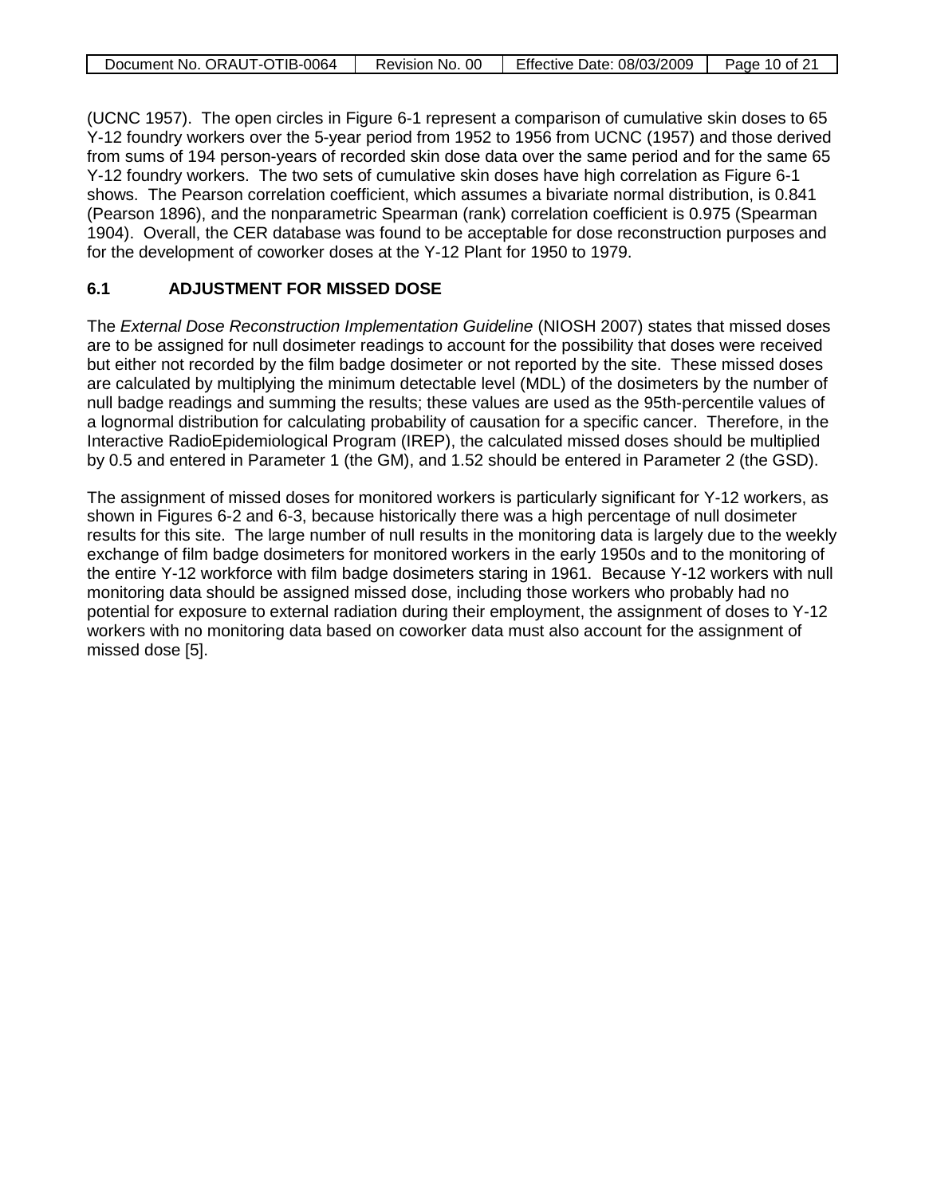(UCNC 1957). The open circles in Figure 6-1 represent a comparison of cumulative skin doses to 65 Y-12 foundry workers over the 5-year period from 1952 to 1956 from UCNC (1957) and those derived from sums of 194 person-years of recorded skin dose data over the same period and for the same 65 Y-12 foundry workers. The two sets of cumulative skin doses have high correlation as Figure 6-1 shows. The Pearson correlation coefficient, which assumes a bivariate normal distribution, is 0.841 (Pearson 1896), and the nonparametric Spearman (rank) correlation coefficient is 0.975 (Spearman 1904). Overall, the CER database was found to be acceptable for dose reconstruction purposes and for the development of coworker doses at the Y-12 Plant for 1950 to 1979.

## 6.1 ADJUSTMENT FOR MISSED DOSE

The *External Dose Reconstruction Implementation Guideline* (NIOSH 2007) states that missed doses are to be assigned for null dosimeter readings to account for the possibility that doses were received but either not recorded by the film badge dosimeter or not reported by the site. These missed doses are calculated by multiplying the minimum detectable level (MDL) of the dosimeters by the number of null badge readings and summing the results; these values are used as the 95th-percentile values of a lognormal distribution for calculating probability of causation for a specific cancer. Therefore, in the Interactive RadioEpidemiological Program (IREP), the calculated missed doses should be multiplied by 0.5 and entered in Parameter 1 (the GM), and 1.52 should be entered in Parameter 2 (the GSD).

The assignment of missed doses for monitored workers is particularly significant for Y-12 workers, as shown in Figures 6-2 and 6-3, because historically there was a high percentage of null dosimeter results for this site. The large number of null results in the monitoring data is largely due to the weekly exchange of film badge dosimeters for monitored workers in the early 1950s and to the monitoring of the entire Y-12 workforce with film badge dosimeters staring in 1961. Because Y-12 workers with null monitoring data should be assigned missed dose, including those workers who probably had no potential for exposure to external radiation during their employment, the assignment of doses to Y-12 workers with no monitoring data based on coworker data must also account for the assignment of missed dose [5].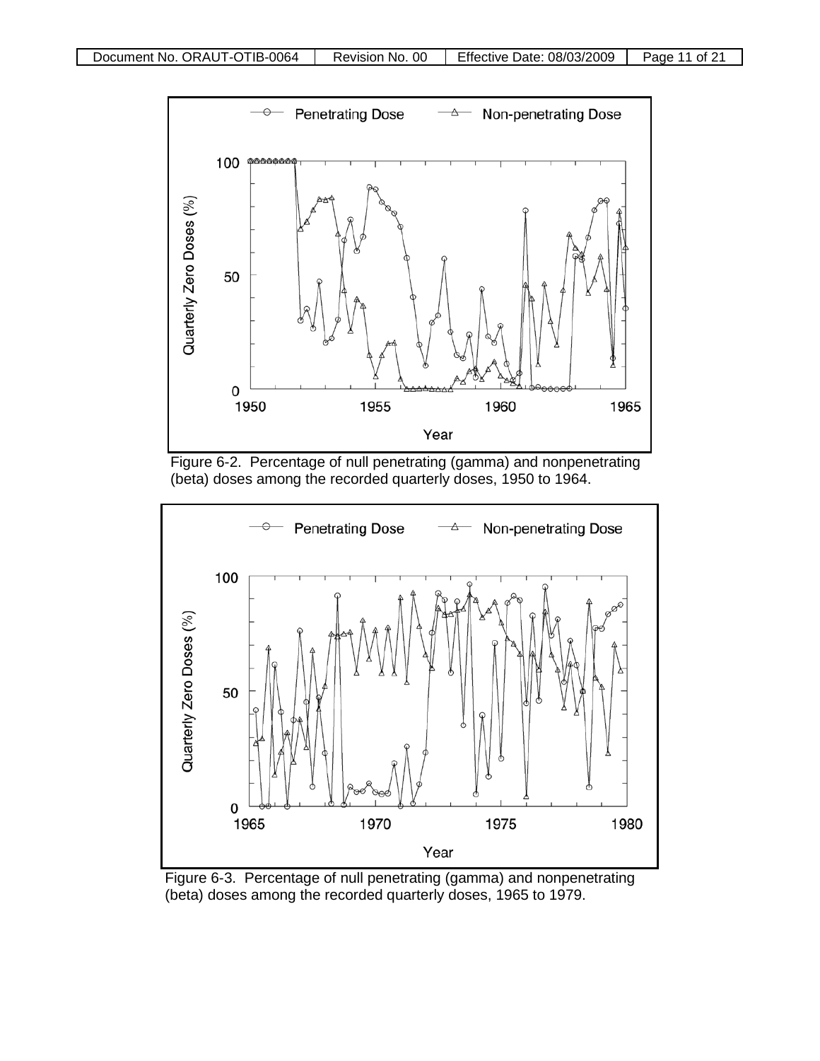Figure 6-2. Percentage of null penetrating (gamma) and nonpenetrating (beta) doses among the recorded quarterly doses, 1950 to 1964.

Figure 6-3. Percentage of null penetrating (gamma) and nonpenetrating (beta) doses among the recorded quarterly doses, 1965 to 1979.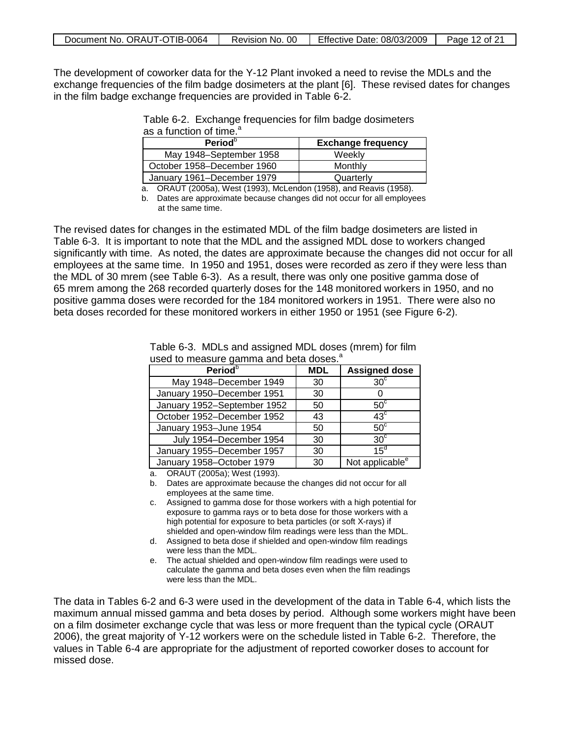The development of coworker data for the Y-12 Plant invoked a need to revise the MDLs and the exchange frequencies of the film badge dosimeters at the plant [6]. These revised dates for changes in the film badge exchange frequencies are provided in Table 6-2.

Table 6-2. Exchange frequencies for film badge dosimeters as a function of time.[a]

| Period[b] | Exchange frequency |
|---|---|
| May 1948–September 1958 | Weekly |
| October 1958–December 1960 | Monthly |
| January 1961–December 1979 | Quarterly |

a. ORAUT (2005a), West (1993), McLendon (1958), and Reavis (1958).

b. Dates are approximate because changes did not occur for all employees at the same time.

The revised dates for changes in the estimated MDL of the film badge dosimeters are listed in Table 6-3. It is important to note that the MDL and the assigned MDL dose to workers changed significantly with time. As noted, the dates are approximate because the changes did not occur for all employees at the same time. In 1950 and 1951, doses were recorded as zero if they were less than the MDL of 30 mrem (see Table 6-3). As a result, there was only one positive gamma dose of 65 mrem among the 268 recorded quarterly doses for the 148 monitored workers in 1950, and no positive gamma doses were recorded for the 184 monitored workers in 1951. There were also no beta doses recorded for these monitored workers in either 1950 or 1951 (see Figure 6-2).

Table 6-3. MDLs and assigned MDL doses (mrem) for film used to measure gamma and beta doses.[a]

| Period[b] | MDL | Assigned dose |
|---|---|---|
| May 1948–December 1949 | 30 | 30[c] |
| January 1950–December 1951 | 30 | 0 |
| January 1952–September 1952 | 50 | 50[c] |
| October 1952–December 1952 | 43 | 43[c] |
| January 1953–June 1954 | 50 | 50[c] |
| July 1954–December 1954 | 30 | 30[c] |
| January 1955–December 1957 | 30 | 15[d] |
| January 1958–October 1979 | 30 | Not applicable[e] |

a. ORAUT (2005a); West (1993).

b. Dates are approximate because the changes did not occur for all employees at the same time.

c. Assigned to gamma dose for those workers with a high potential for exposure to gamma rays or to beta dose for those workers with a high potential for exposure to beta particles (or soft X-rays) if shielded and open-window film readings were less than the MDL.

d. Assigned to beta dose if shielded and open-window film readings were less than the MDL.

e. The actual shielded and open-window film readings were used to calculate the gamma and beta doses even when the film readings were less than the MDL.

The data in Tables 6-2 and 6-3 were used in the development of the data in Table 6-4, which lists the maximum annual missed gamma and beta doses by period. Although some workers might have been on a film dosimeter exchange cycle that was less or more frequent than the typical cycle (ORAUT 2006), the great majority of Y-12 workers were on the schedule listed in Table 6-2. Therefore, the values in Table 6-4 are appropriate for the adjustment of reported coworker doses to account for missed dose.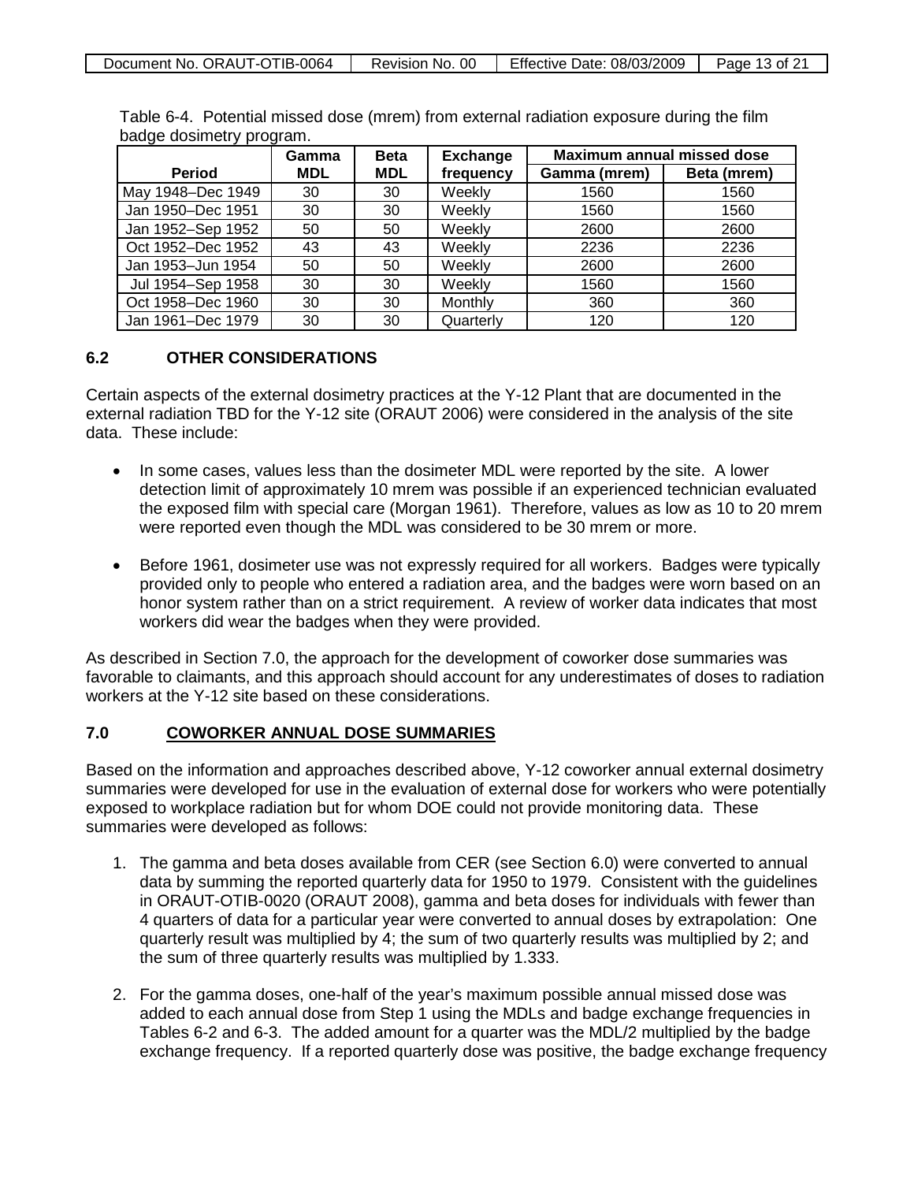Table 6-4. Potential missed dose (mrem) from external radiation exposure during the film badge dosimetry program.

| Period | Gamma MDL | Beta MDL | Exchange frequency | Maximum annual missed dose | |
|---|---|---|---|---|---|
| | | | | Gamma (mrem) | Beta (mrem) |
| May 1948–Dec 1949 | 30 | 30 | Weekly | 1560 | 1560 |
| Jan 1950–Dec 1951 | 30 | 30 | Weekly | 1560 | 1560 |
| Jan 1952–Sep 1952 | 50 | 50 | Weekly | 2600 | 2600 |
| Oct 1952–Dec 1952 | 43 | 43 | Weekly | 2236 | 2236 |
| Jan 1953–Jun 1954 | 50 | 50 | Weekly | 2600 | 2600 |
| Jul 1954–Sep 1958 | 30 | 30 | Weekly | 1560 | 1560 |
| Oct 1958–Dec 1960 | 30 | 30 | Monthly | 360 | 360 |
| Jan 1961–Dec 1979 | 30 | 30 | Quarterly | 120 | 120 |

## 6.2 OTHER CONSIDERATIONS

Certain aspects of the external dosimetry practices at the Y-12 Plant that are documented in the external radiation TBD for the Y-12 site (ORAUT 2006) were considered in the analysis of the site data. These include:

- In some cases, values less than the dosimeter MDL were reported by the site. A lower detection limit of approximately 10 mrem was possible if an experienced technician evaluated the exposed film with special care (Morgan 1961). Therefore, values as low as 10 to 20 mrem were reported even though the MDL was considered to be 30 mrem or more.
- Before 1961, dosimeter use was not expressly required for all workers. Badges were typically provided only to people who entered a radiation area, and the badges were worn based on an honor system rather than on a strict requirement. A review of worker data indicates that most workers did wear the badges when they were provided.

As described in Section 7.0, the approach for the development of coworker dose summaries was favorable to claimants, and this approach should account for any underestimates of doses to radiation workers at the Y-12 site based on these considerations.

## 7.0 COWORKER ANNUAL DOSE SUMMARIES

Based on the information and approaches described above, Y-12 coworker annual external dosimetry summaries were developed for use in the evaluation of external dose for workers who were potentially exposed to workplace radiation but for whom DOE could not provide monitoring data. These summaries were developed as follows:

1. The gamma and beta doses available from CER (see Section 6.0) were converted to annual data by summing the reported quarterly data for 1950 to 1979. Consistent with the guidelines in ORAUT-OTIB-0020 (ORAUT 2008), gamma and beta doses for individuals with fewer than 4 quarters of data for a particular year were converted to annual doses by extrapolation: One quarterly result was multiplied by 4; the sum of two quarterly results was multiplied by 2; and the sum of three quarterly results was multiplied by 1.333.
2. For the gamma doses, one-half of the year's maximum possible annual missed dose was added to each annual dose from Step 1 using the MDLs and badge exchange frequencies in Tables 6-2 and 6-3. The added amount for a quarter was the MDL/2 multiplied by the badge exchange frequency. If a reported quarterly dose was positive, the badge exchange frequency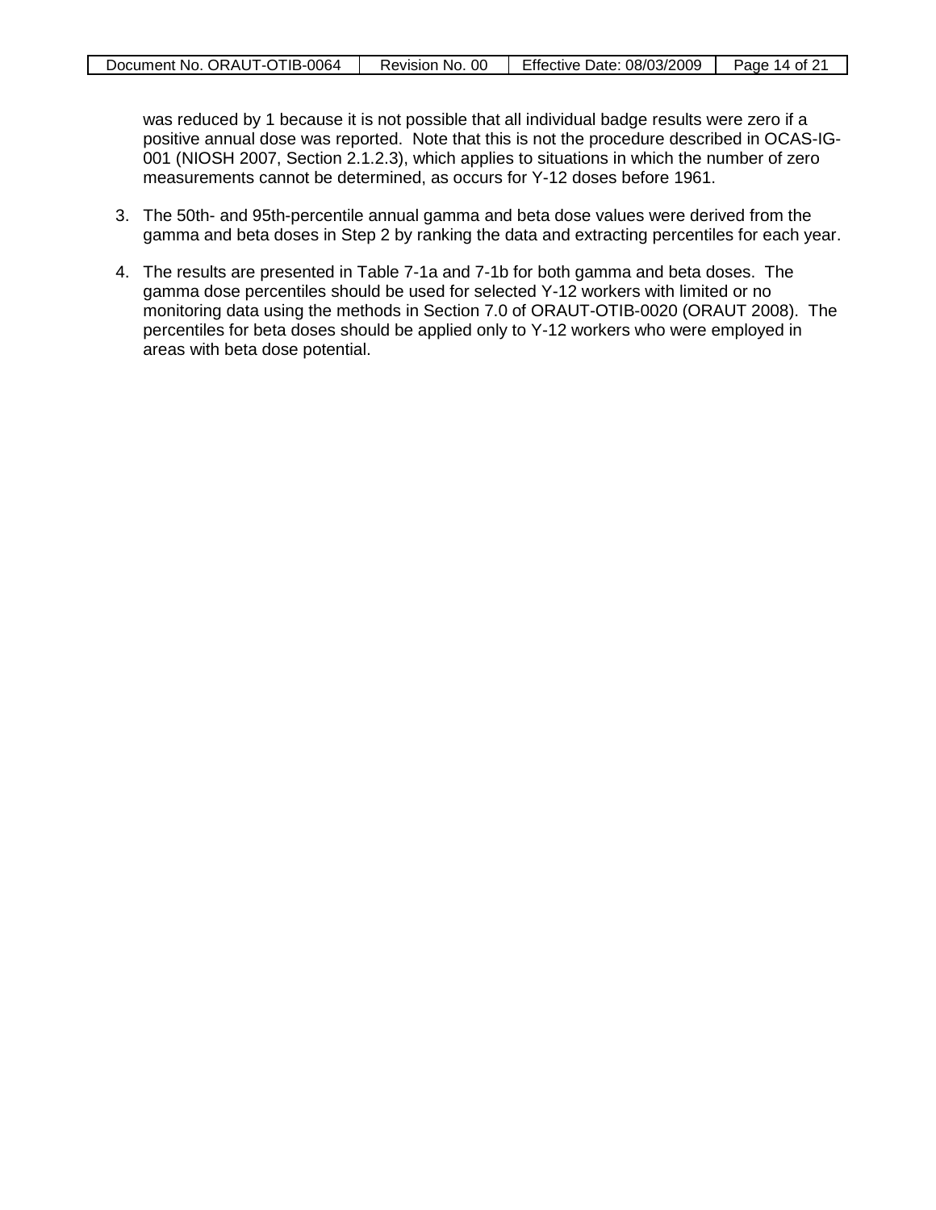was reduced by 1 because it is not possible that all individual badge results were zero if a positive annual dose was reported. Note that this is not the procedure described in OCAS-IG-001 (NIOSH 2007, Section 2.1.2.3), which applies to situations in which the number of zero measurements cannot be determined, as occurs for Y-12 doses before 1961.

3. The 50th- and 95th-percentile annual gamma and beta dose values were derived from the gamma and beta doses in Step 2 by ranking the data and extracting percentiles for each year.

4. The results are presented in Table 7-1a and 7-1b for both gamma and beta doses. The gamma dose percentiles should be used for selected Y-12 workers with limited or no monitoring data using the methods in Section 7.0 of ORAUT-OTIB-0020 (ORAUT 2008). The percentiles for beta doses should be applied only to Y-12 workers who were employed in areas with beta dose potential.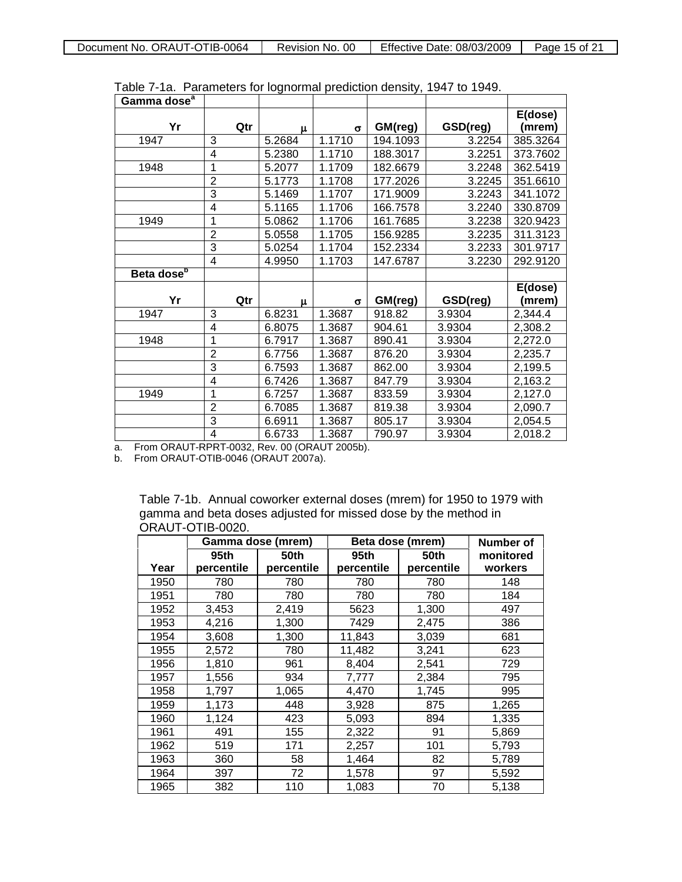Table 7-1a. Parameters for lognormal prediction density, 1947 to 1949.

| Gamma dose[a] | | | | | | |
|---|---|---|---|---|---|---|
| Yr | Qtr | μ | σ | GM(reg) | GSD(reg) | E(dose) (mrem) |
| 1947 | 3 | 5.2684 | 1.1710 | 194.1093 | 3.2254 | 385.3264 |
| | 4 | 5.2380 | 1.1710 | 188.3017 | 3.2251 | 373.7602 |
| 1948 | 1 | 5.2077 | 1.1709 | 182.6679 | 3.2248 | 362.5419 |
| | 2 | 5.1773 | 1.1708 | 177.2026 | 3.2245 | 351.6610 |
| | 3 | 5.1469 | 1.1707 | 171.9009 | 3.2243 | 341.1072 |
| | 4 | 5.1165 | 1.1706 | 166.7578 | 3.2240 | 330.8709 |
| 1949 | 1 | 5.0862 | 1.1706 | 161.7685 | 3.2238 | 320.9423 |
| | 2 | 5.0558 | 1.1705 | 156.9285 | 3.2235 | 311.3123 |
| | 3 | 5.0254 | 1.1704 | 152.2334 | 3.2233 | 301.9717 |
| | 4 | 4.9950 | 1.1703 | 147.6787 | 3.2230 | 292.9120 |
| **Beta dose[b]** | | | | | | |
| Yr | Qtr | μ | σ | GM(reg) | GSD(reg) | E(dose) (mrem) |
| 1947 | 3 | 6.8231 | 1.3687 | 918.82 | 3.9304 | 2,344.4 |
| | 4 | 6.8075 | 1.3687 | 904.61 | 3.9304 | 2,308.2 |
| 1948 | 1 | 6.7917 | 1.3687 | 890.41 | 3.9304 | 2,272.0 |
| | 2 | 6.7756 | 1.3687 | 876.20 | 3.9304 | 2,235.7 |
| | 3 | 6.7593 | 1.3687 | 862.00 | 3.9304 | 2,199.5 |
| | 4 | 6.7426 | 1.3687 | 847.79 | 3.9304 | 2,163.2 |
| 1949 | 1 | 6.7257 | 1.3687 | 833.59 | 3.9304 | 2,127.0 |
| | 2 | 6.7085 | 1.3687 | 819.38 | 3.9304 | 2,090.7 |
| | 3 | 6.6911 | 1.3687 | 805.17 | 3.9304 | 2,054.5 |
| | 4 | 6.6733 | 1.3687 | 790.97 | 3.9304 | 2,018.2 |

a. From ORAUT-RPRT-0032, Rev. 00 (ORAUT 2005b).
b. From ORAUT-OTIB-0046 (ORAUT 2007a).

Table 7-1b. Annual coworker external doses (mrem) for 1950 to 1979 with gamma and beta doses adjusted for missed dose by the method in ORAUT-OTIB-0020.

| | Gamma dose (mrem) | | Beta dose (mrem) | | Number of |
|---|---|---|---|---|---|
| Year | 95th percentile | 50th percentile | 95th percentile | 50th percentile | monitored workers |
| 1950 | 780 | 780 | 780 | 780 | 148 |
| 1951 | 780 | 780 | 780 | 780 | 184 |
| 1952 | 3,453 | 2,419 | 5623 | 1,300 | 497 |
| 1953 | 4,216 | 1,300 | 7429 | 2,475 | 386 |
| 1954 | 3,608 | 1,300 | 11,843 | 3,039 | 681 |
| 1955 | 2,572 | 780 | 11,482 | 3,241 | 623 |
| 1956 | 1,810 | 961 | 8,404 | 2,541 | 729 |
| 1957 | 1,556 | 934 | 7,777 | 2,384 | 795 |
| 1958 | 1,797 | 1,065 | 4,470 | 1,745 | 995 |
| 1959 | 1,173 | 448 | 3,928 | 875 | 1,265 |
| 1960 | 1,124 | 423 | 5,093 | 894 | 1,335 |
| 1961 | 491 | 155 | 2,322 | 91 | 5,869 |
| 1962 | 519 | 171 | 2,257 | 101 | 5,793 |
| 1963 | 360 | 58 | 1,464 | 82 | 5,789 |
| 1964 | 397 | 72 | 1,578 | 97 | 5,592 |
| 1965 | 382 | 110 | 1,083 | 70 | 5,138 |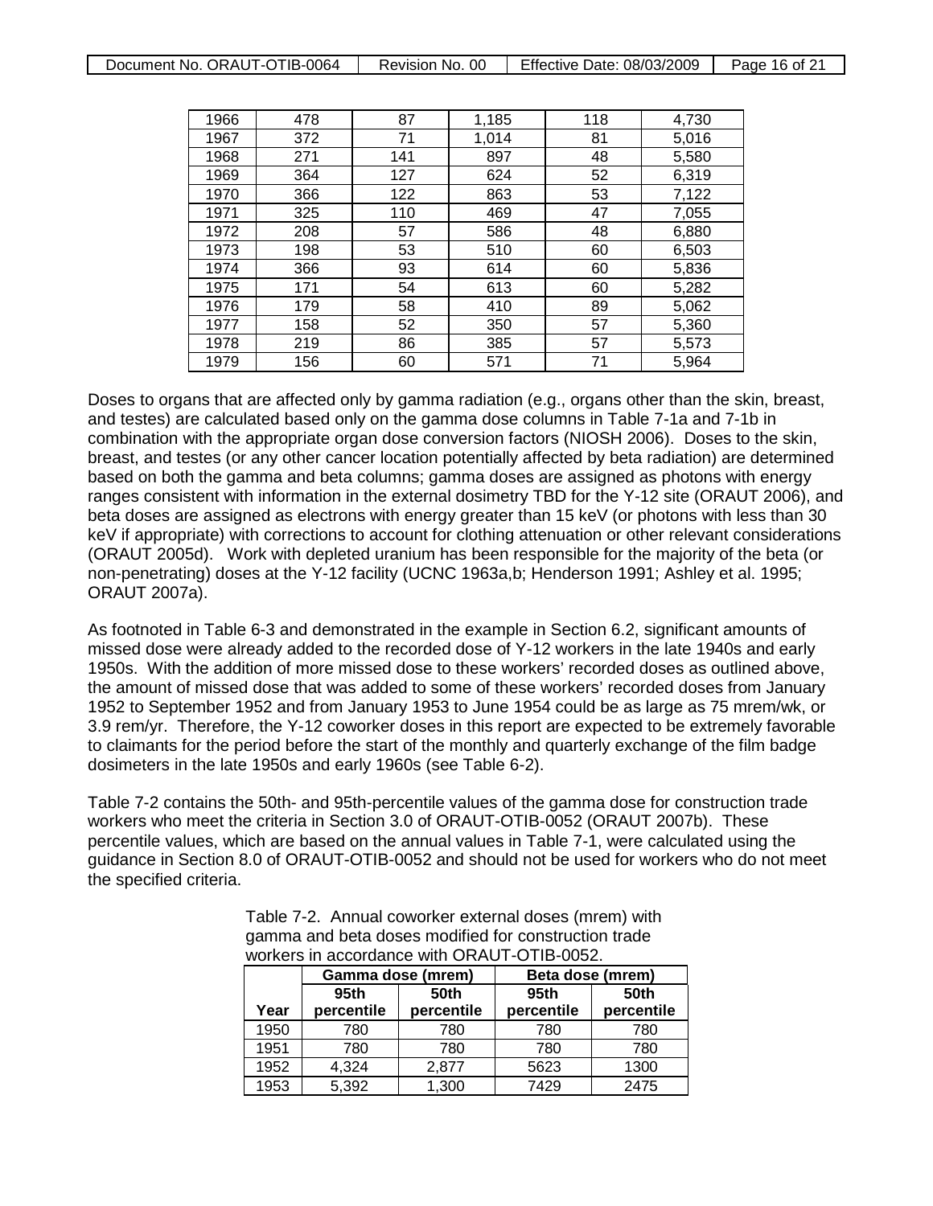| 1966 | 478 | 87 | 1,185 | 118 | 4,730 |
|---|---|---|---|---|---|
| 1967 | 372 | 71 | 1,014 | 81 | 5,016 |
| 1968 | 271 | 141 | 897 | 48 | 5,580 |
| 1969 | 364 | 127 | 624 | 52 | 6,319 |
| 1970 | 366 | 122 | 863 | 53 | 7,122 |
| 1971 | 325 | 110 | 469 | 47 | 7,055 |
| 1972 | 208 | 57 | 586 | 48 | 6,880 |
| 1973 | 198 | 53 | 510 | 60 | 6,503 |
| 1974 | 366 | 93 | 614 | 60 | 5,836 |
| 1975 | 171 | 54 | 613 | 60 | 5,282 |
| 1976 | 179 | 58 | 410 | 89 | 5,062 |
| 1977 | 158 | 52 | 350 | 57 | 5,360 |
| 1978 | 219 | 86 | 385 | 57 | 5,573 |
| 1979 | 156 | 60 | 571 | 71 | 5,964 |

Doses to organs that are affected only by gamma radiation (e.g., organs other than the skin, breast, and testes) are calculated based only on the gamma dose columns in Table 7-1a and 7-1b in combination with the appropriate organ dose conversion factors (NIOSH 2006). Doses to the skin, breast, and testes (or any other cancer location potentially affected by beta radiation) are determined based on both the gamma and beta columns; gamma doses are assigned as photons with energy ranges consistent with information in the external dosimetry TBD for the Y-12 site (ORAUT 2006), and beta doses are assigned as electrons with energy greater than 15 keV (or photons with less than 30 keV if appropriate) with corrections to account for clothing attenuation or other relevant considerations (ORAUT 2005d). Work with depleted uranium has been responsible for the majority of the beta (or non-penetrating) doses at the Y-12 facility (UCNC 1963a,b; Henderson 1991; Ashley et al. 1995; ORAUT 2007a).

As footnoted in Table 6-3 and demonstrated in the example in Section 6.2, significant amounts of missed dose were already added to the recorded dose of Y-12 workers in the late 1940s and early 1950s. With the addition of more missed dose to these workers' recorded doses as outlined above, the amount of missed dose that was added to some of these workers' recorded doses from January 1952 to September 1952 and from January 1953 to June 1954 could be as large as 75 mrem/wk, or 3.9 rem/yr. Therefore, the Y-12 coworker doses in this report are expected to be extremely favorable to claimants for the period before the start of the monthly and quarterly exchange of the film badge dosimeters in the late 1950s and early 1960s (see Table 6-2).

Table 7-2 contains the 50th- and 95th-percentile values of the gamma dose for construction trade workers who meet the criteria in Section 3.0 of ORAUT-OTIB-0052 (ORAUT 2007b). These percentile values, which are based on the annual values in Table 7-1, were calculated using the guidance in Section 8.0 of ORAUT-OTIB-0052 and should not be used for workers who do not meet the specified criteria.

Table 7-2. Annual coworker external doses (mrem) with gamma and beta doses modified for construction trade workers in accordance with ORAUT-OTIB-0052.

| | Gamma dose (mrem) | | Beta dose (mrem) | |
|---|---|---|---|---|
| Year | 95th percentile | 50th percentile | 95th percentile | 50th percentile |
| 1950 | 780 | 780 | 780 | 780 |
| 1951 | 780 | 780 | 780 | 780 |
| 1952 | 4,324 | 2,877 | 5623 | 1300 |
| 1953 | 5,392 | 1,300 | 7429 | 2475 |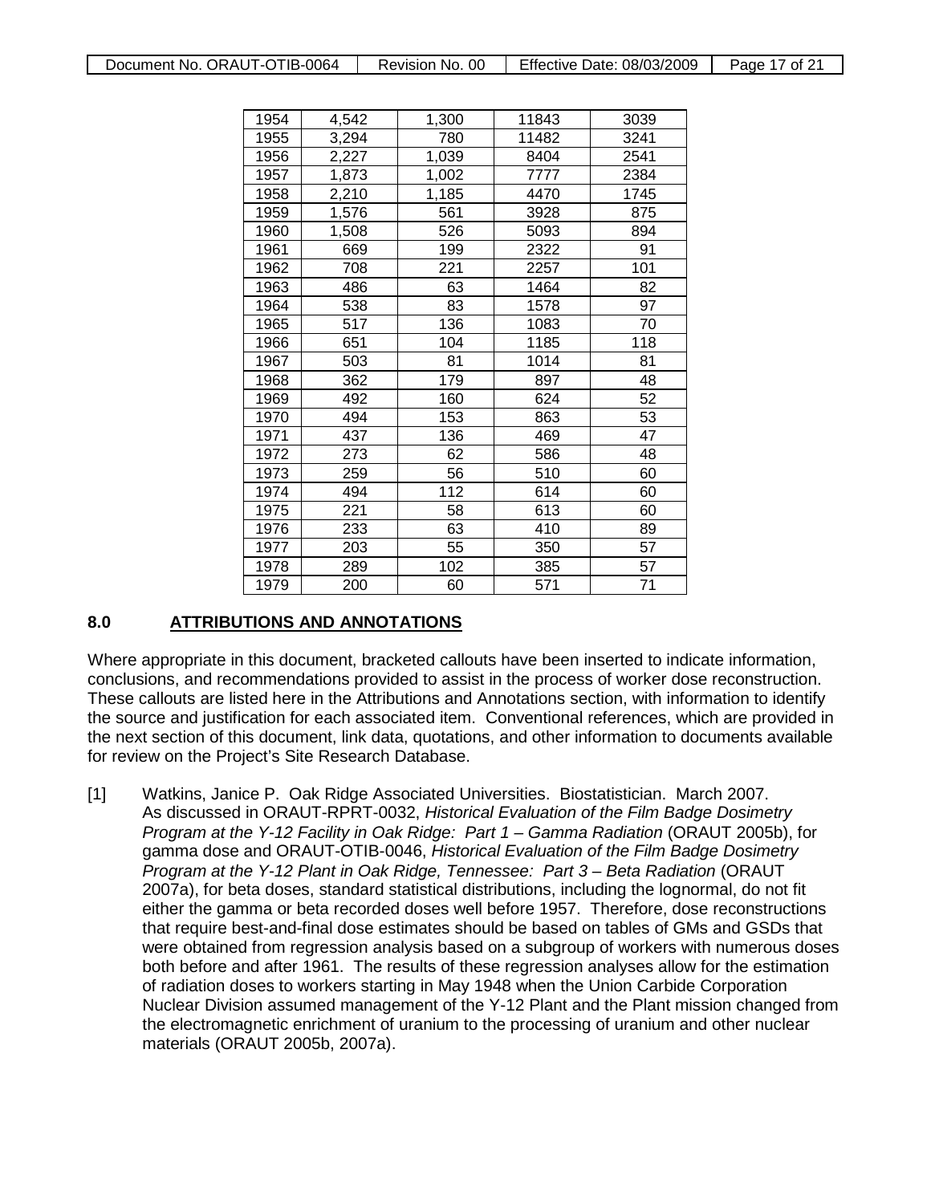| 1954 | 4,542 | 1,300 | 11843 | 3039 |
|---|---|---|---|---|
| 1955 | 3,294 | 780 | 11482 | 3241 |
| 1956 | 2,227 | 1,039 | 8404 | 2541 |
| 1957 | 1,873 | 1,002 | 7777 | 2384 |
| 1958 | 2,210 | 1,185 | 4470 | 1745 |
| 1959 | 1,576 | 561 | 3928 | 875 |
| 1960 | 1,508 | 526 | 5093 | 894 |
| 1961 | 669 | 199 | 2322 | 91 |
| 1962 | 708 | 221 | 2257 | 101 |
| 1963 | 486 | 63 | 1464 | 82 |
| 1964 | 538 | 83 | 1578 | 97 |
| 1965 | 517 | 136 | 1083 | 70 |
| 1966 | 651 | 104 | 1185 | 118 |
| 1967 | 503 | 81 | 1014 | 81 |
| 1968 | 362 | 179 | 897 | 48 |
| 1969 | 492 | 160 | 624 | 52 |
| 1970 | 494 | 153 | 863 | 53 |
| 1971 | 437 | 136 | 469 | 47 |
| 1972 | 273 | 62 | 586 | 48 |
| 1973 | 259 | 56 | 510 | 60 |
| 1974 | 494 | 112 | 614 | 60 |
| 1975 | 221 | 58 | 613 | 60 |
| 1976 | 233 | 63 | 410 | 89 |
| 1977 | 203 | 55 | 350 | 57 |
| 1978 | 289 | 102 | 385 | 57 |
| 1979 | 200 | 60 | 571 | 71 |

## 8.0 ATTRIBUTIONS AND ANNOTATIONS

Where appropriate in this document, bracketed callouts have been inserted to indicate information, conclusions, and recommendations provided to assist in the process of worker dose reconstruction. These callouts are listed here in the Attributions and Annotations section, with information to identify the source and justification for each associated item. Conventional references, which are provided in the next section of this document, link data, quotations, and other information to documents available for review on the Project's Site Research Database.

[1] Watkins, Janice P. Oak Ridge Associated Universities. Biostatistician. March 2007. As discussed in ORAUT-RPRT-0032, *Historical Evaluation of the Film Badge Dosimetry Program at the Y-12 Facility in Oak Ridge: Part 1 – Gamma Radiation* (ORAUT 2005b), for gamma dose and ORAUT-OTIB-0046, *Historical Evaluation of the Film Badge Dosimetry Program at the Y-12 Plant in Oak Ridge, Tennessee: Part 3 – Beta Radiation* (ORAUT 2007a), for beta doses, standard statistical distributions, including the lognormal, do not fit either the gamma or beta recorded doses well before 1957. Therefore, dose reconstructions that require best-and-final dose estimates should be based on tables of GMs and GSDs that were obtained from regression analysis based on a subgroup of workers with numerous doses both before and after 1961. The results of these regression analyses allow for the estimation of radiation doses to workers starting in May 1948 when the Union Carbide Corporation Nuclear Division assumed management of the Y-12 Plant and the Plant mission changed from the electromagnetic enrichment of uranium to the processing of uranium and other nuclear materials (ORAUT 2005b, 2007a).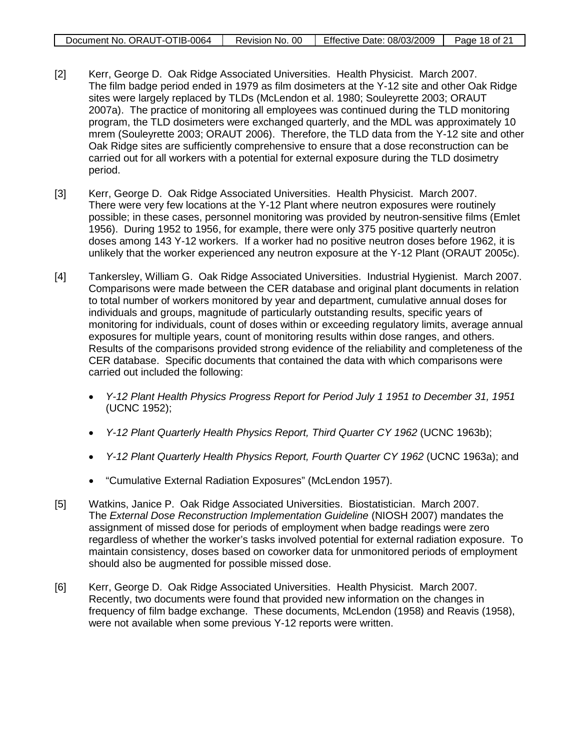[2] Kerr, George D. Oak Ridge Associated Universities. Health Physicist. March 2007. The film badge period ended in 1979 as film dosimeters at the Y-12 site and other Oak Ridge sites were largely replaced by TLDs (McLendon et al. 1980; Souleyrette 2003; ORAUT 2007a). The practice of monitoring all employees was continued during the TLD monitoring program, the TLD dosimeters were exchanged quarterly, and the MDL was approximately 10 mrem (Souleyrette 2003; ORAUT 2006). Therefore, the TLD data from the Y-12 site and other Oak Ridge sites are sufficiently comprehensive to ensure that a dose reconstruction can be carried out for all workers with a potential for external exposure during the TLD dosimetry period.

[3] Kerr, George D. Oak Ridge Associated Universities. Health Physicist. March 2007. There were very few locations at the Y-12 Plant where neutron exposures were routinely possible; in these cases, personnel monitoring was provided by neutron-sensitive films (Emlet 1956). During 1952 to 1956, for example, there were only 375 positive quarterly neutron doses among 143 Y-12 workers. If a worker had no positive neutron doses before 1962, it is unlikely that the worker experienced any neutron exposure at the Y-12 Plant (ORAUT 2005c).

[4] Tankersley, William G. Oak Ridge Associated Universities. Industrial Hygienist. March 2007. Comparisons were made between the CER database and original plant documents in relation to total number of workers monitored by year and department, cumulative annual doses for individuals and groups, magnitude of particularly outstanding results, specific years of monitoring for individuals, count of doses within or exceeding regulatory limits, average annual exposures for multiple years, count of monitoring results within dose ranges, and others. Results of the comparisons provided strong evidence of the reliability and completeness of the CER database. Specific documents that contained the data with which comparisons were carried out included the following:

- *Y-12 Plant Health Physics Progress Report for Period July 1 1951 to December 31, 1951* (UCNC 1952);
- *Y-12 Plant Quarterly Health Physics Report, Third Quarter CY 1962* (UCNC 1963b);
- *Y-12 Plant Quarterly Health Physics Report, Fourth Quarter CY 1962* (UCNC 1963a); and
- "Cumulative External Radiation Exposures" (McLendon 1957).

[5] Watkins, Janice P. Oak Ridge Associated Universities. Biostatistician. March 2007. The *External Dose Reconstruction Implementation Guideline* (NIOSH 2007) mandates the assignment of missed dose for periods of employment when badge readings were zero regardless of whether the worker's tasks involved potential for external radiation exposure. To maintain consistency, doses based on coworker data for unmonitored periods of employment should also be augmented for possible missed dose.

[6] Kerr, George D. Oak Ridge Associated Universities. Health Physicist. March 2007. Recently, two documents were found that provided new information on the changes in frequency of film badge exchange. These documents, McLendon (1958) and Reavis (1958), were not available when some previous Y-12 reports were written.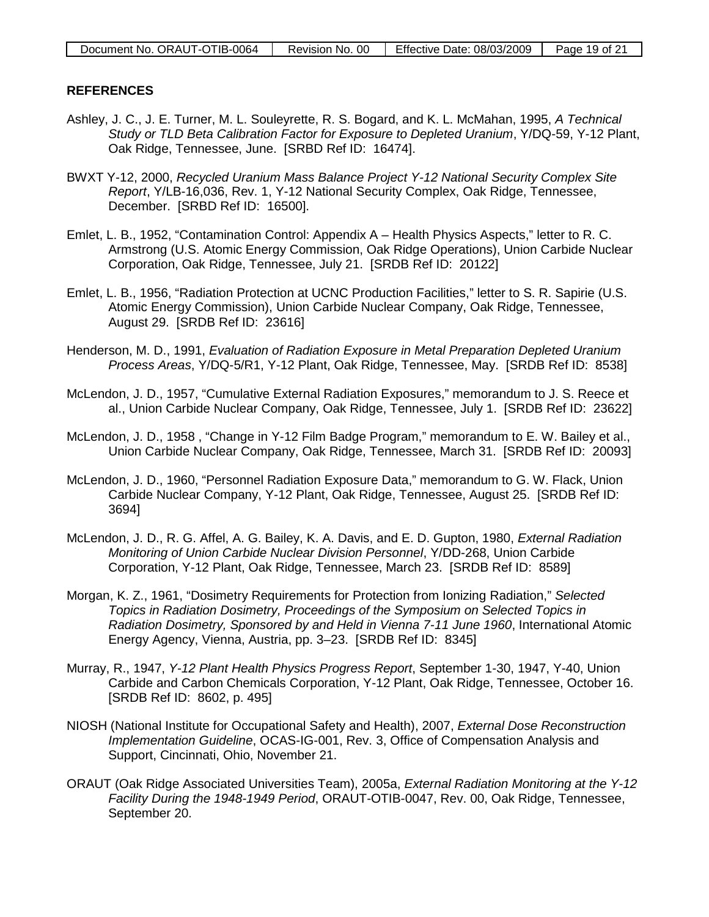## REFERENCES

Ashley, J. C., J. E. Turner, M. L. Souleyrette, R. S. Bogard, and K. L. McMahan, 1995, *A Technical Study or TLD Beta Calibration Factor for Exposure to Depleted Uranium*, Y/DQ-59, Y-12 Plant, Oak Ridge, Tennessee, June. [SRBD Ref ID: 16474].

BWXT Y-12, 2000, *Recycled Uranium Mass Balance Project Y-12 National Security Complex Site Report*, Y/LB-16,036, Rev. 1, Y-12 National Security Complex, Oak Ridge, Tennessee, December. [SRBD Ref ID: 16500].

Emlet, L. B., 1952, "Contamination Control: Appendix A – Health Physics Aspects," letter to R. C. Armstrong (U.S. Atomic Energy Commission, Oak Ridge Operations), Union Carbide Nuclear Corporation, Oak Ridge, Tennessee, July 21. [SRDB Ref ID: 20122]

Emlet, L. B., 1956, "Radiation Protection at UCNC Production Facilities," letter to S. R. Sapirie (U.S. Atomic Energy Commission), Union Carbide Nuclear Company, Oak Ridge, Tennessee, August 29. [SRDB Ref ID: 23616]

Henderson, M. D., 1991, *Evaluation of Radiation Exposure in Metal Preparation Depleted Uranium Process Areas*, Y/DQ-5/R1, Y-12 Plant, Oak Ridge, Tennessee, May. [SRDB Ref ID: 8538]

McLendon, J. D., 1957, "Cumulative External Radiation Exposures," memorandum to J. S. Reece et al., Union Carbide Nuclear Company, Oak Ridge, Tennessee, July 1. [SRDB Ref ID: 23622]

McLendon, J. D., 1958 , "Change in Y-12 Film Badge Program," memorandum to E. W. Bailey et al., Union Carbide Nuclear Company, Oak Ridge, Tennessee, March 31. [SRDB Ref ID: 20093]

McLendon, J. D., 1960, "Personnel Radiation Exposure Data," memorandum to G. W. Flack, Union Carbide Nuclear Company, Y-12 Plant, Oak Ridge, Tennessee, August 25. [SRDB Ref ID: 3694]

McLendon, J. D., R. G. Affel, A. G. Bailey, K. A. Davis, and E. D. Gupton, 1980, *External Radiation Monitoring of Union Carbide Nuclear Division Personnel*, Y/DD-268, Union Carbide Corporation, Y-12 Plant, Oak Ridge, Tennessee, March 23. [SRDB Ref ID: 8589]

Morgan, K. Z., 1961, "Dosimetry Requirements for Protection from Ionizing Radiation," *Selected Topics in Radiation Dosimetry, Proceedings of the Symposium on Selected Topics in Radiation Dosimetry, Sponsored by and Held in Vienna 7-11 June 1960*, International Atomic Energy Agency, Vienna, Austria, pp. 3–23. [SRDB Ref ID: 8345]

Murray, R., 1947, *Y-12 Plant Health Physics Progress Report*, September 1-30, 1947, Y-40, Union Carbide and Carbon Chemicals Corporation, Y-12 Plant, Oak Ridge, Tennessee, October 16. [SRDB Ref ID: 8602, p. 495]

NIOSH (National Institute for Occupational Safety and Health), 2007, *External Dose Reconstruction Implementation Guideline*, OCAS-IG-001, Rev. 3, Office of Compensation Analysis and Support, Cincinnati, Ohio, November 21.

ORAUT (Oak Ridge Associated Universities Team), 2005a, *External Radiation Monitoring at the Y-12 Facility During the 1948-1949 Period*, ORAUT-OTIB-0047, Rev. 00, Oak Ridge, Tennessee, September 20.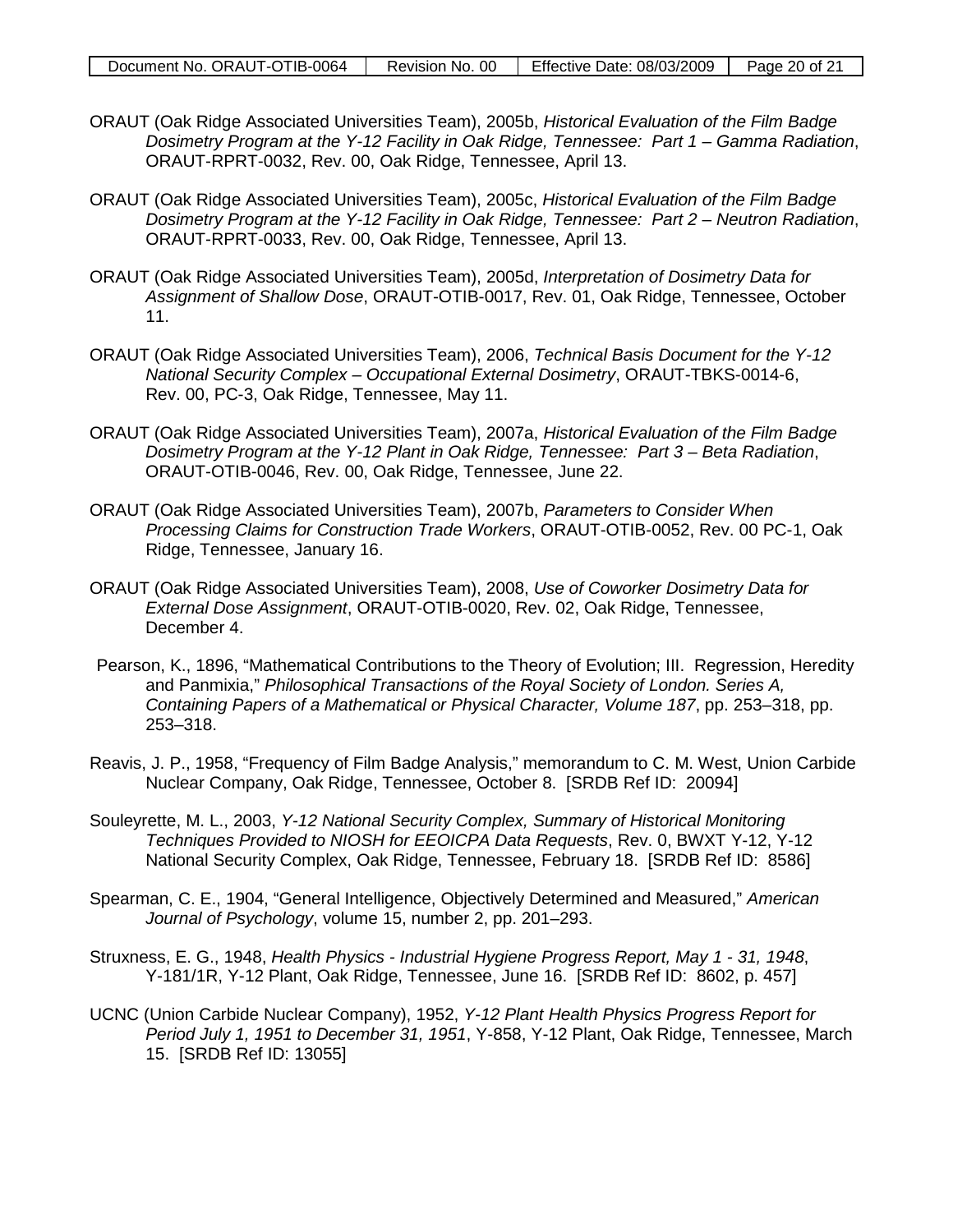ORAUT (Oak Ridge Associated Universities Team), 2005b, *Historical Evaluation of the Film Badge Dosimetry Program at the Y-12 Facility in Oak Ridge, Tennessee: Part 1 – Gamma Radiation*, ORAUT-RPRT-0032, Rev. 00, Oak Ridge, Tennessee, April 13.

ORAUT (Oak Ridge Associated Universities Team), 2005c, *Historical Evaluation of the Film Badge Dosimetry Program at the Y-12 Facility in Oak Ridge, Tennessee: Part 2 – Neutron Radiation*, ORAUT-RPRT-0033, Rev. 00, Oak Ridge, Tennessee, April 13.

ORAUT (Oak Ridge Associated Universities Team), 2005d, *Interpretation of Dosimetry Data for Assignment of Shallow Dose*, ORAUT-OTIB-0017, Rev. 01, Oak Ridge, Tennessee, October 11.

ORAUT (Oak Ridge Associated Universities Team), 2006, *Technical Basis Document for the Y-12 National Security Complex – Occupational External Dosimetry*, ORAUT-TBKS-0014-6, Rev. 00, PC-3, Oak Ridge, Tennessee, May 11.

ORAUT (Oak Ridge Associated Universities Team), 2007a, *Historical Evaluation of the Film Badge Dosimetry Program at the Y-12 Plant in Oak Ridge, Tennessee: Part 3 – Beta Radiation*, ORAUT-OTIB-0046, Rev. 00, Oak Ridge, Tennessee, June 22.

ORAUT (Oak Ridge Associated Universities Team), 2007b, *Parameters to Consider When Processing Claims for Construction Trade Workers*, ORAUT-OTIB-0052, Rev. 00 PC-1, Oak Ridge, Tennessee, January 16.

ORAUT (Oak Ridge Associated Universities Team), 2008, *Use of Coworker Dosimetry Data for External Dose Assignment*, ORAUT-OTIB-0020, Rev. 02, Oak Ridge, Tennessee, December 4.

Pearson, K., 1896, "Mathematical Contributions to the Theory of Evolution; III. Regression, Heredity and Panmixia," *Philosophical Transactions of the Royal Society of London. Series A, Containing Papers of a Mathematical or Physical Character, Volume 187*, pp. 253–318, pp. 253–318.

Reavis, J. P., 1958, "Frequency of Film Badge Analysis," memorandum to C. M. West, Union Carbide Nuclear Company, Oak Ridge, Tennessee, October 8. [SRDB Ref ID: 20094]

Souleyrette, M. L., 2003, *Y-12 National Security Complex, Summary of Historical Monitoring Techniques Provided to NIOSH for EEOICPA Data Requests*, Rev. 0, BWXT Y-12, Y-12 National Security Complex, Oak Ridge, Tennessee, February 18. [SRDB Ref ID: 8586]

Spearman, C. E., 1904, "General Intelligence, Objectively Determined and Measured," *American Journal of Psychology*, volume 15, number 2, pp. 201–293.

Struxness, E. G., 1948, *Health Physics - Industrial Hygiene Progress Report, May 1 - 31, 1948*, Y-181/1R, Y-12 Plant, Oak Ridge, Tennessee, June 16. [SRDB Ref ID: 8602, p. 457]

UCNC (Union Carbide Nuclear Company), 1952, *Y-12 Plant Health Physics Progress Report for Period July 1, 1951 to December 31, 1951*, Y-858, Y-12 Plant, Oak Ridge, Tennessee, March 15. [SRDB Ref ID: 13055]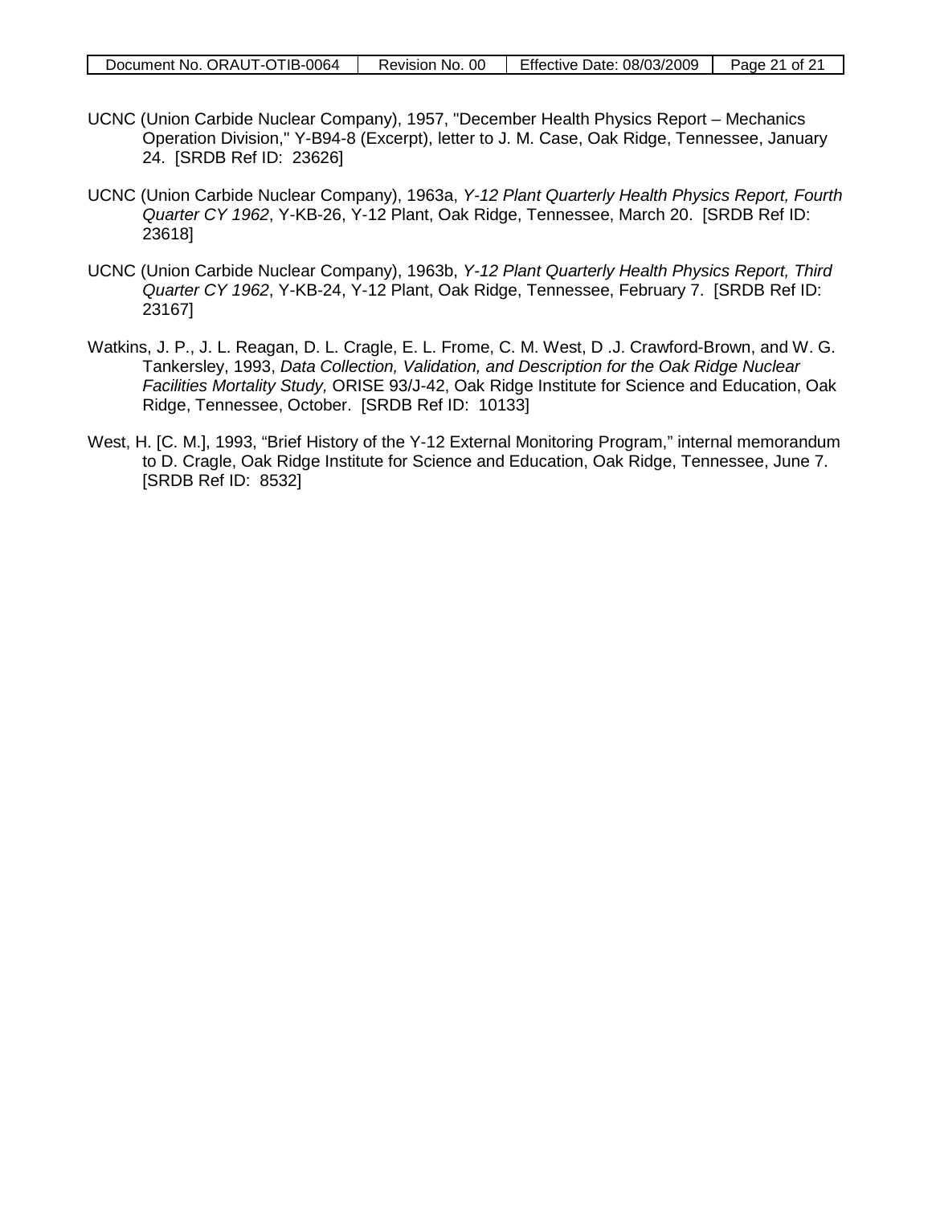UCNC (Union Carbide Nuclear Company), 1957, "December Health Physics Report – Mechanics Operation Division," Y-B94-8 (Excerpt), letter to J. M. Case, Oak Ridge, Tennessee, January 24. [SRDB Ref ID: 23626]

UCNC (Union Carbide Nuclear Company), 1963a, *Y-12 Plant Quarterly Health Physics Report, Fourth Quarter CY 1962*, Y-KB-26, Y-12 Plant, Oak Ridge, Tennessee, March 20. [SRDB Ref ID: 23618]

UCNC (Union Carbide Nuclear Company), 1963b, *Y-12 Plant Quarterly Health Physics Report, Third Quarter CY 1962*, Y-KB-24, Y-12 Plant, Oak Ridge, Tennessee, February 7. [SRDB Ref ID: 23167]

Watkins, J. P., J. L. Reagan, D. L. Cragle, E. L. Frome, C. M. West, D .J. Crawford-Brown, and W. G. Tankersley, 1993, *Data Collection, Validation, and Description for the Oak Ridge Nuclear Facilities Mortality Study,* ORISE 93/J-42, Oak Ridge Institute for Science and Education, Oak Ridge, Tennessee, October. [SRDB Ref ID: 10133]

West, H. [C. M.], 1993, "Brief History of the Y-12 External Monitoring Program," internal memorandum to D. Cragle, Oak Ridge Institute for Science and Education, Oak Ridge, Tennessee, June 7. [SRDB Ref ID: 8532]